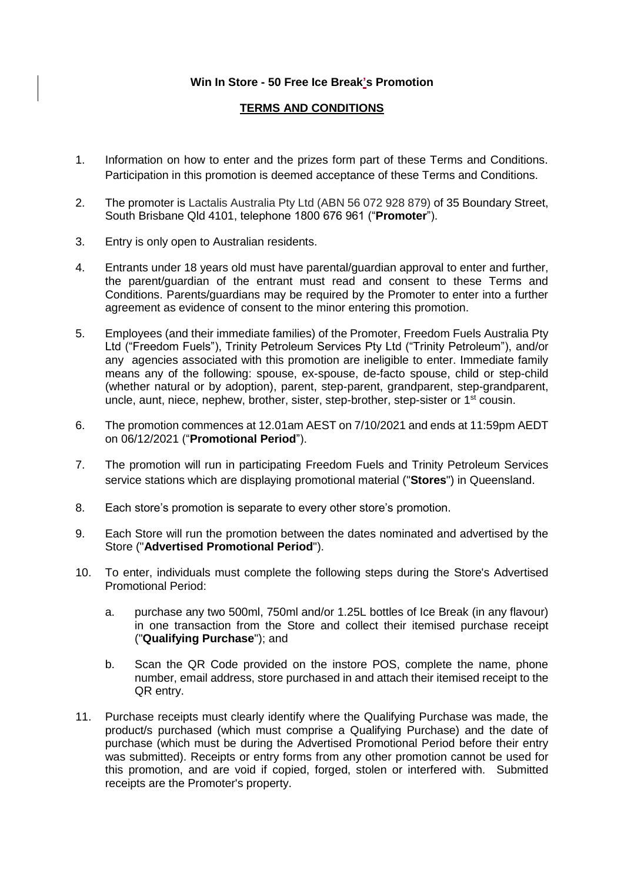**Win In Store - 50 Free Ice Break's Promotion**

**TERMS AND CONDITIONS**

1. Information on how to enter and the prizes form part of these Terms and Conditions. Participation in this promotion is deemed acceptance of these Terms and Conditions.

2. The promoter is Lactalis Australia Pty Ltd (ABN 56 072 928 879) of 35 Boundary Street, South Brisbane Qld 4101, telephone 1800 676 961 ("**Promoter**").

3. Entry is only open to Australian residents.

4. Entrants under 18 years old must have parental/guardian approval to enter and further, the parent/guardian of the entrant must read and consent to these Terms and Conditions. Parents/guardians may be required by the Promoter to enter into a further agreement as evidence of consent to the minor entering this promotion.

5. Employees (and their immediate families) of the Promoter, Freedom Fuels Australia Pty Ltd ("Freedom Fuels"), Trinity Petroleum Services Pty Ltd ("Trinity Petroleum"), and/or any agencies associated with this promotion are ineligible to enter. Immediate family means any of the following: spouse, ex-spouse, de-facto spouse, child or step-child (whether natural or by adoption), parent, step-parent, grandparent, step-grandparent, uncle, aunt, niece, nephew, brother, sister, step-brother, step-sister or 1st cousin.

6. The promotion commences at 12.01am AEST on 7/10/2021 and ends at 11:59pm AEDT on 06/12/2021 ("**Promotional Period**").

7. The promotion will run in participating Freedom Fuels and Trinity Petroleum Services service stations which are displaying promotional material ("**Stores**") in Queensland.

8. Each store's promotion is separate to every other store's promotion.

9. Each Store will run the promotion between the dates nominated and advertised by the Store ("**Advertised Promotional Period**").

10. To enter, individuals must complete the following steps during the Store's Advertised Promotional Period:

    a. purchase any two 500ml, 750ml and/or 1.25L bottles of Ice Break (in any flavour) in one transaction from the Store and collect their itemised purchase receipt ("**Qualifying Purchase**"); and

    b. Scan the QR Code provided on the instore POS, complete the name, phone number, email address, store purchased in and attach their itemised receipt to the QR entry.

11. Purchase receipts must clearly identify where the Qualifying Purchase was made, the product/s purchased (which must comprise a Qualifying Purchase) and the date of purchase (which must be during the Advertised Promotional Period before their entry was submitted). Receipts or entry forms from any other promotion cannot be used for this promotion, and are void if copied, forged, stolen or interfered with. Submitted receipts are the Promoter's property.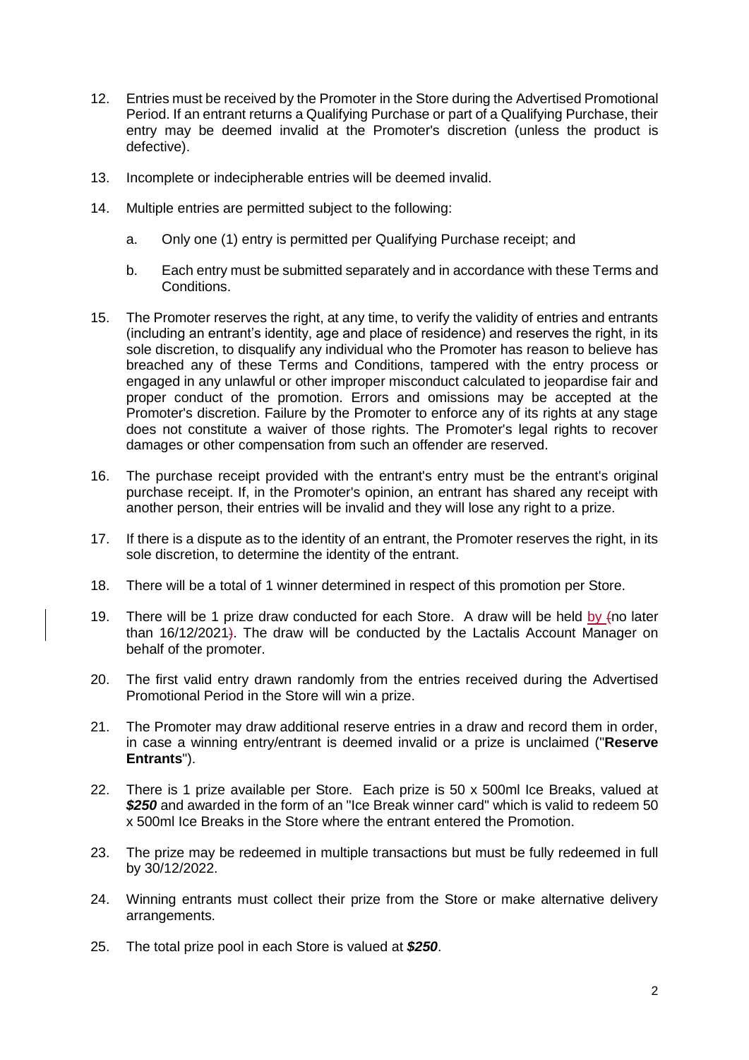12. Entries must be received by the Promoter in the Store during the Advertised Promotional Period. If an entrant returns a Qualifying Purchase or part of a Qualifying Purchase, their entry may be deemed invalid at the Promoter's discretion (unless the product is defective).

13. Incomplete or indecipherable entries will be deemed invalid.

14. Multiple entries are permitted subject to the following:

    a. Only one (1) entry is permitted per Qualifying Purchase receipt; and

    b. Each entry must be submitted separately and in accordance with these Terms and Conditions.

15. The Promoter reserves the right, at any time, to verify the validity of entries and entrants (including an entrant's identity, age and place of residence) and reserves the right, in its sole discretion, to disqualify any individual who the Promoter has reason to believe has breached any of these Terms and Conditions, tampered with the entry process or engaged in any unlawful or other improper misconduct calculated to jeopardise fair and proper conduct of the promotion. Errors and omissions may be accepted at the Promoter's discretion. Failure by the Promoter to enforce any of its rights at any stage does not constitute a waiver of those rights. The Promoter's legal rights to recover damages or other compensation from such an offender are reserved.

16. The purchase receipt provided with the entrant's entry must be the entrant's original purchase receipt. If, in the Promoter's opinion, an entrant has shared any receipt with another person, their entries will be invalid and they will lose any right to a prize.

17. If there is a dispute as to the identity of an entrant, the Promoter reserves the right, in its sole discretion, to determine the identity of the entrant.

18. There will be a total of 1 winner determined in respect of this promotion per Store.

19. There will be 1 prize draw conducted for each Store. A draw will be held by (no later than 16/12/2021). The draw will be conducted by the Lactalis Account Manager on behalf of the promoter.

20. The first valid entry drawn randomly from the entries received during the Advertised Promotional Period in the Store will win a prize.

21. The Promoter may draw additional reserve entries in a draw and record them in order, in case a winning entry/entrant is deemed invalid or a prize is unclaimed ("**Reserve Entrants**").

22. There is 1 prize available per Store. Each prize is 50 x 500ml Ice Breaks, valued at ***$250*** and awarded in the form of an "Ice Break winner card" which is valid to redeem 50 x 500ml Ice Breaks in the Store where the entrant entered the Promotion.

23. The prize may be redeemed in multiple transactions but must be fully redeemed in full by 30/12/2022.

24. Winning entrants must collect their prize from the Store or make alternative delivery arrangements.

25. The total prize pool in each Store is valued at ***$250***.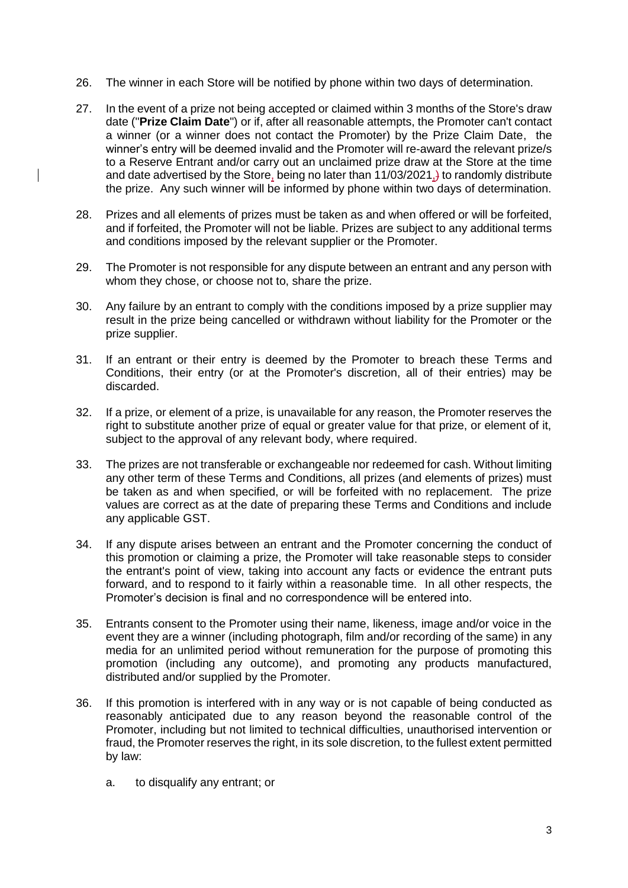26. The winner in each Store will be notified by phone within two days of determination.

27. In the event of a prize not being accepted or claimed within 3 months of the Store's draw date ("**Prize Claim Date**") or if, after all reasonable attempts, the Promoter can't contact a winner (or a winner does not contact the Promoter) by the Prize Claim Date, the winner's entry will be deemed invalid and the Promoter will re-award the relevant prize/s to a Reserve Entrant and/or carry out an unclaimed prize draw at the Store at the time and date advertised by the Store, being no later than 11/03/2021,) to randomly distribute the prize. Any such winner will be informed by phone within two days of determination.

28. Prizes and all elements of prizes must be taken as and when offered or will be forfeited, and if forfeited, the Promoter will not be liable. Prizes are subject to any additional terms and conditions imposed by the relevant supplier or the Promoter.

29. The Promoter is not responsible for any dispute between an entrant and any person with whom they chose, or choose not to, share the prize.

30. Any failure by an entrant to comply with the conditions imposed by a prize supplier may result in the prize being cancelled or withdrawn without liability for the Promoter or the prize supplier.

31. If an entrant or their entry is deemed by the Promoter to breach these Terms and Conditions, their entry (or at the Promoter's discretion, all of their entries) may be discarded.

32. If a prize, or element of a prize, is unavailable for any reason, the Promoter reserves the right to substitute another prize of equal or greater value for that prize, or element of it, subject to the approval of any relevant body, where required.

33. The prizes are not transferable or exchangeable nor redeemed for cash. Without limiting any other term of these Terms and Conditions, all prizes (and elements of prizes) must be taken as and when specified, or will be forfeited with no replacement. The prize values are correct as at the date of preparing these Terms and Conditions and include any applicable GST.

34. If any dispute arises between an entrant and the Promoter concerning the conduct of this promotion or claiming a prize, the Promoter will take reasonable steps to consider the entrant's point of view, taking into account any facts or evidence the entrant puts forward, and to respond to it fairly within a reasonable time. In all other respects, the Promoter's decision is final and no correspondence will be entered into.

35. Entrants consent to the Promoter using their name, likeness, image and/or voice in the event they are a winner (including photograph, film and/or recording of the same) in any media for an unlimited period without remuneration for the purpose of promoting this promotion (including any outcome), and promoting any products manufactured, distributed and/or supplied by the Promoter.

36. If this promotion is interfered with in any way or is not capable of being conducted as reasonably anticipated due to any reason beyond the reasonable control of the Promoter, including but not limited to technical difficulties, unauthorised intervention or fraud, the Promoter reserves the right, in its sole discretion, to the fullest extent permitted by law:

    a. to disqualify any entrant; or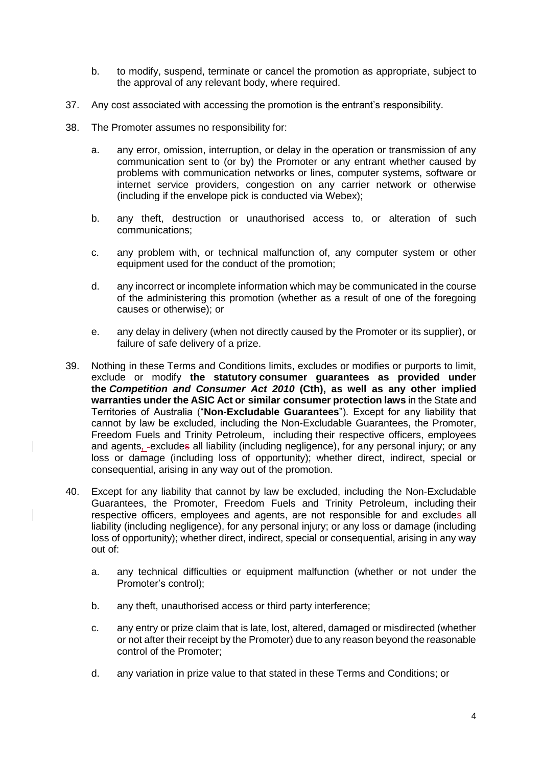b. to modify, suspend, terminate or cancel the promotion as appropriate, subject to the approval of any relevant body, where required.

37. Any cost associated with accessing the promotion is the entrant's responsibility.

38. The Promoter assumes no responsibility for:

    a. any error, omission, interruption, or delay in the operation or transmission of any communication sent to (or by) the Promoter or any entrant whether caused by problems with communication networks or lines, computer systems, software or internet service providers, congestion on any carrier network or otherwise (including if the envelope pick is conducted via Webex);

    b. any theft, destruction or unauthorised access to, or alteration of such communications;

    c. any problem with, or technical malfunction of, any computer system or other equipment used for the conduct of the promotion;

    d. any incorrect or incomplete information which may be communicated in the course of the administering this promotion (whether as a result of one of the foregoing causes or otherwise); or

    e. any delay in delivery (when not directly caused by the Promoter or its supplier), or failure of safe delivery of a prize.

39. Nothing in these Terms and Conditions limits, excludes or modifies or purports to limit, exclude or modify **the statutory consumer guarantees as provided under the *Competition and Consumer Act 2010* (Cth), as well as any other implied warranties under the ASIC Act or similar consumer protection laws** in the State and Territories of Australia ("**Non-Excludable Guarantees**"). Except for any liability that cannot by law be excluded, including the Non-Excludable Guarantees, the Promoter, Freedom Fuels and Trinity Petroleum, including their respective officers, employees and agents, excludes all liability (including negligence), for any personal injury; or any loss or damage (including loss of opportunity); whether direct, indirect, special or consequential, arising in any way out of the promotion.

40. Except for any liability that cannot by law be excluded, including the Non-Excludable Guarantees, the Promoter, Freedom Fuels and Trinity Petroleum, including their respective officers, employees and agents, are not responsible for and excludes all liability (including negligence), for any personal injury; or any loss or damage (including loss of opportunity); whether direct, indirect, special or consequential, arising in any way out of:

    a. any technical difficulties or equipment malfunction (whether or not under the Promoter's control);

    b. any theft, unauthorised access or third party interference;

    c. any entry or prize claim that is late, lost, altered, damaged or misdirected (whether or not after their receipt by the Promoter) due to any reason beyond the reasonable control of the Promoter;

    d. any variation in prize value to that stated in these Terms and Conditions; or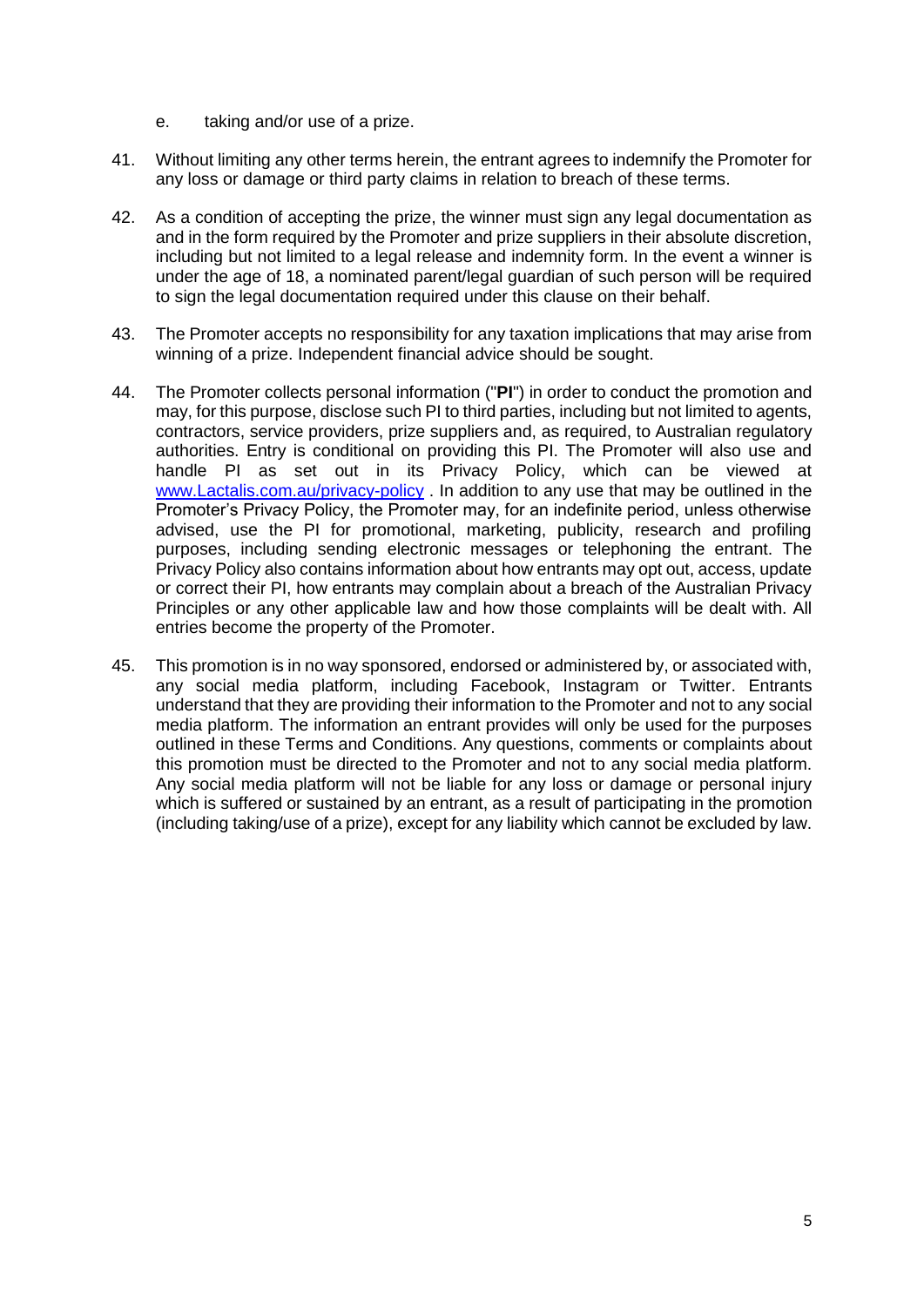e. taking and/or use of a prize.

41. Without limiting any other terms herein, the entrant agrees to indemnify the Promoter for any loss or damage or third party claims in relation to breach of these terms.

42. As a condition of accepting the prize, the winner must sign any legal documentation as and in the form required by the Promoter and prize suppliers in their absolute discretion, including but not limited to a legal release and indemnity form. In the event a winner is under the age of 18, a nominated parent/legal guardian of such person will be required to sign the legal documentation required under this clause on their behalf.

43. The Promoter accepts no responsibility for any taxation implications that may arise from winning of a prize. Independent financial advice should be sought.

44. The Promoter collects personal information ("**PI**") in order to conduct the promotion and may, for this purpose, disclose such PI to third parties, including but not limited to agents, contractors, service providers, prize suppliers and, as required, to Australian regulatory authorities. Entry is conditional on providing this PI. The Promoter will also use and handle PI as set out in its Privacy Policy, which can be viewed at [www.Lactalis.com.au/privacy-policy](http://www.Lactalis.com.au/privacy-policy) . In addition to any use that may be outlined in the Promoter's Privacy Policy, the Promoter may, for an indefinite period, unless otherwise advised, use the PI for promotional, marketing, publicity, research and profiling purposes, including sending electronic messages or telephoning the entrant. The Privacy Policy also contains information about how entrants may opt out, access, update or correct their PI, how entrants may complain about a breach of the Australian Privacy Principles or any other applicable law and how those complaints will be dealt with. All entries become the property of the Promoter.

45. This promotion is in no way sponsored, endorsed or administered by, or associated with, any social media platform, including Facebook, Instagram or Twitter. Entrants understand that they are providing their information to the Promoter and not to any social media platform. The information an entrant provides will only be used for the purposes outlined in these Terms and Conditions. Any questions, comments or complaints about this promotion must be directed to the Promoter and not to any social media platform. Any social media platform will not be liable for any loss or damage or personal injury which is suffered or sustained by an entrant, as a result of participating in the promotion (including taking/use of a prize), except for any liability which cannot be excluded by law.